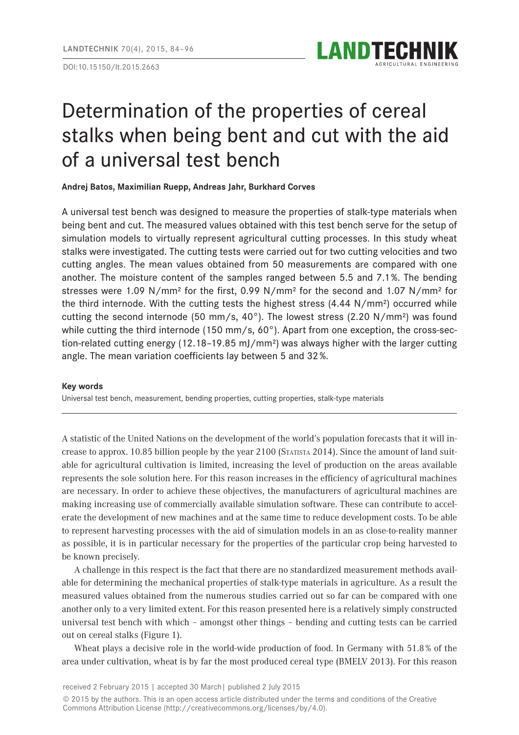# Determination of the properties of cereal stalks when being bent and cut with the aid of a universal test bench

**Andrej Batos, Maximilian Ruepp, Andreas Jahr, Burkhard Corves**

A universal test bench was designed to measure the properties of stalk-type materials when being bent and cut. The measured values obtained with this test bench serve for the setup of simulation models to virtually represent agricultural cutting processes. In this study wheat stalks were investigated. The cutting tests were carried out for two cutting velocities and two cutting angles. The mean values obtained from 50 measurements are compared with one another. The moisture content of the samples ranged between 5.5 and 7.1%. The bending stresses were 1.09 N/mm² for the first, 0.99 N/mm² for the second and 1.07 N/mm² for the third internode. With the cutting tests the highest stress (4.44 N/mm²) occurred while cutting the second internode (50 mm/s, 40°). The lowest stress (2.20 N/mm²) was found while cutting the third internode (150 mm/s, 60°). Apart from one exception, the cross-section-related cutting energy (12.18–19.85 mJ/mm²) was always higher with the larger cutting angle. The mean variation coefficients lay between 5 and 32%.

**Key words**

Universal test bench, measurement, bending properties, cutting properties, stalk-type materials

A statistic of the United Nations on the development of the world's population forecasts that it will increase to approx. 10.85 billion people by the year 2100 (Statista 2014). Since the amount of land suitable for agricultural cultivation is limited, increasing the level of production on the areas available represents the sole solution here. For this reason increases in the efficiency of agricultural machines are necessary. In order to achieve these objectives, the manufacturers of agricultural machines are making increasing use of commercially available simulation software. These can contribute to accelerate the development of new machines and at the same time to reduce development costs. To be able to represent harvesting processes with the aid of simulation models in an as close-to-reality manner as possible, it is in particular necessary for the properties of the particular crop being harvested to be known precisely.

A challenge in this respect is the fact that there are no standardized measurement methods available for determining the mechanical properties of stalk-type materials in agriculture. As a result the measured values obtained from the numerous studies carried out so far can be compared with one another only to a very limited extent. For this reason presented here is a relatively simply constructed universal test bench with which – amongst other things – bending and cutting tests can be carried out on cereal stalks (Figure 1).

Wheat plays a decisive role in the world-wide production of food. In Germany with 51.8% of the area under cultivation, wheat is by far the most produced cereal type (BMELV 2013). For this reason

received 2 February 2015 | accepted 30 March| published 2 July 2015

© 2015 by the authors. This is an open access article distributed under the terms and conditions of the Creative Commons Attribution License (http://creativecommons.org/licenses/by/4.0).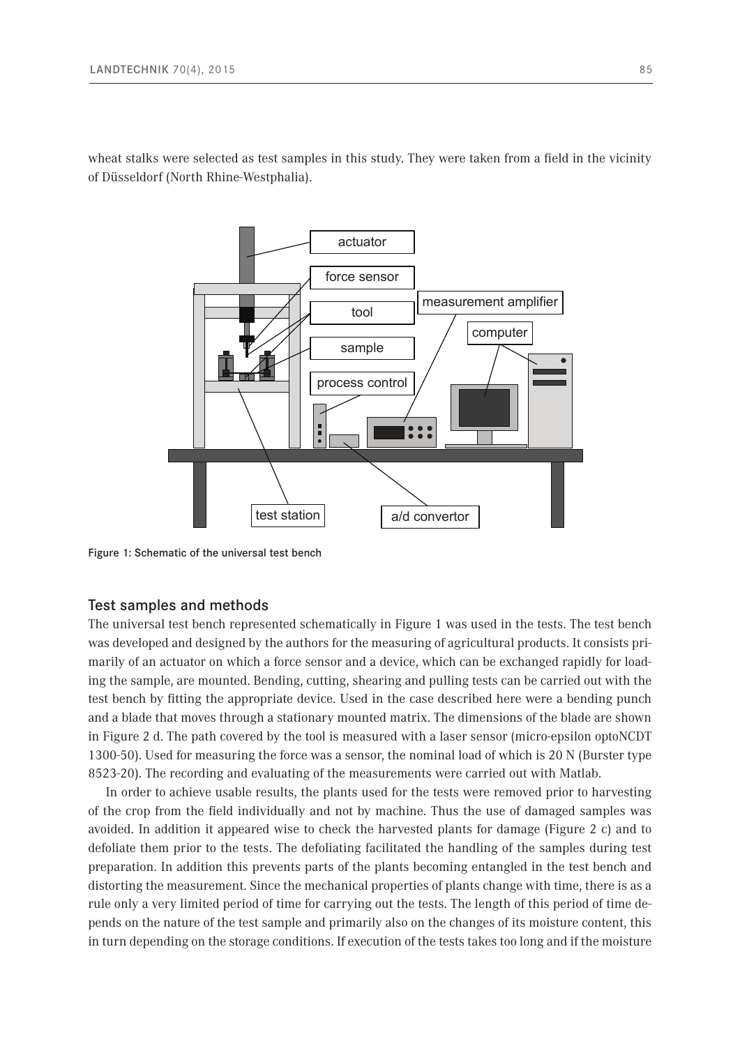wheat stalks were selected as test samples in this study. They were taken from a field in the vicinity of Düsseldorf (North Rhine-Westphalia).

actuator
force sensor
tool
sample
process control
measurement amplifier
computer
test station
a/d convertor

Figure 1: Schematic of the universal test bench

## Test samples and methods

The universal test bench represented schematically in Figure 1 was used in the tests. The test bench was developed and designed by the authors for the measuring of agricultural products. It consists primarily of an actuator on which a force sensor and a device, which can be exchanged rapidly for loading the sample, are mounted. Bending, cutting, shearing and pulling tests can be carried out with the test bench by fitting the appropriate device. Used in the case described here were a bending punch and a blade that moves through a stationary mounted matrix. The dimensions of the blade are shown in Figure 2 d. The path covered by the tool is measured with a laser sensor (micro-epsilon optoNCDT 1300-50). Used for measuring the force was a sensor, the nominal load of which is 20 N (Burster type 8523-20). The recording and evaluating of the measurements were carried out with Matlab.

In order to achieve usable results, the plants used for the tests were removed prior to harvesting of the crop from the field individually and not by machine. Thus the use of damaged samples was avoided. In addition it appeared wise to check the harvested plants for damage (Figure 2 c) and to defoliate them prior to the tests. The defoliating facilitated the handling of the samples during test preparation. In addition this prevents parts of the plants becoming entangled in the test bench and distorting the measurement. Since the mechanical properties of plants change with time, there is as a rule only a very limited period of time for carrying out the tests. The length of this period of time depends on the nature of the test sample and primarily also on the changes of its moisture content, this in turn depending on the storage conditions. If execution of the tests takes too long and if the moisture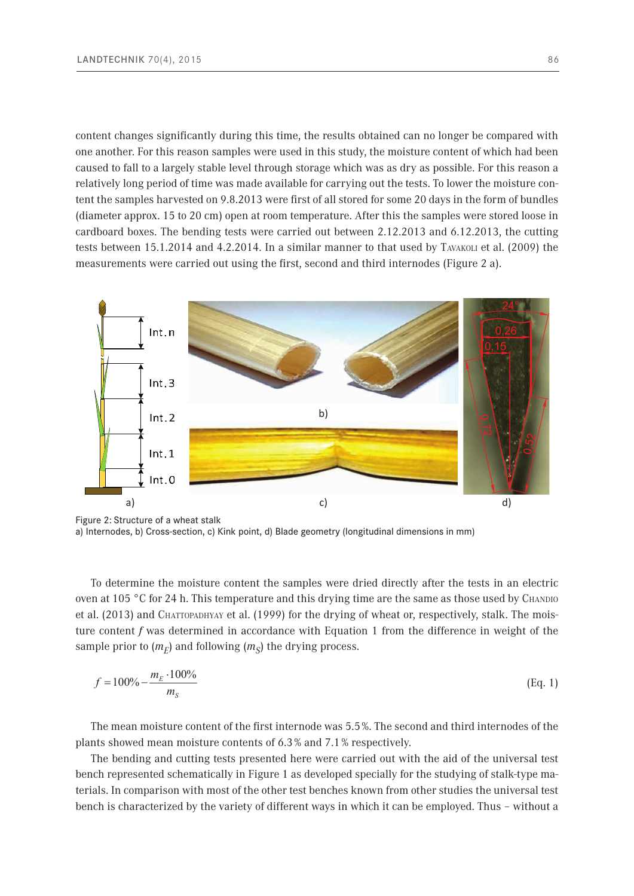content changes significantly during this time, the results obtained can no longer be compared with one another. For this reason samples were used in this study, the moisture content of which had been caused to fall to a largely stable level through storage which was as dry as possible. For this reason a relatively long period of time was made available for carrying out the tests. To lower the moisture content the samples harvested on 9.8.2013 were first of all stored for some 20 days in the form of bundles (diameter approx. 15 to 20 cm) open at room temperature. After this the samples were stored loose in cardboard boxes. The bending tests were carried out between 2.12.2013 and 6.12.2013, the cutting tests between 15.1.2014 and 4.2.2014. In a similar manner to that used by Tavakoli et al. (2009) the measurements were carried out using the first, second and third internodes (Figure 2 a).

Int.n

Int.3

Int.2

Int.1

Int.0

a)

b)

c)

24°

0,26

0,15

0,72

0,52

d)

Figure 2: Structure of a wheat stalk
a) Internodes, b) Cross-section, c) Kink point, d) Blade geometry (longitudinal dimensions in mm)

To determine the moisture content the samples were dried directly after the tests in an electric oven at 105 °C for 24 h. This temperature and this drying time are the same as those used by Chandio et al. (2013) and Chattopadhyay et al. (1999) for the drying of wheat or, respectively, stalk. The moisture content $f$ was determined in accordance with Equation 1 from the difference in weight of the sample prior to ($m_E$) and following ($m_S$) the drying process.

$$f = 100\% - \frac{m_E \cdot 100\%}{m_S} \quad \text{(Eq. 1)}$$

The mean moisture content of the first internode was 5.5 %. The second and third internodes of the plants showed mean moisture contents of 6.3 % and 7.1 % respectively.

The bending and cutting tests presented here were carried out with the aid of the universal test bench represented schematically in Figure 1 as developed specially for the studying of stalk-type materials. In comparison with most of the other test benches known from other studies the universal test bench is characterized by the variety of different ways in which it can be employed. Thus – without a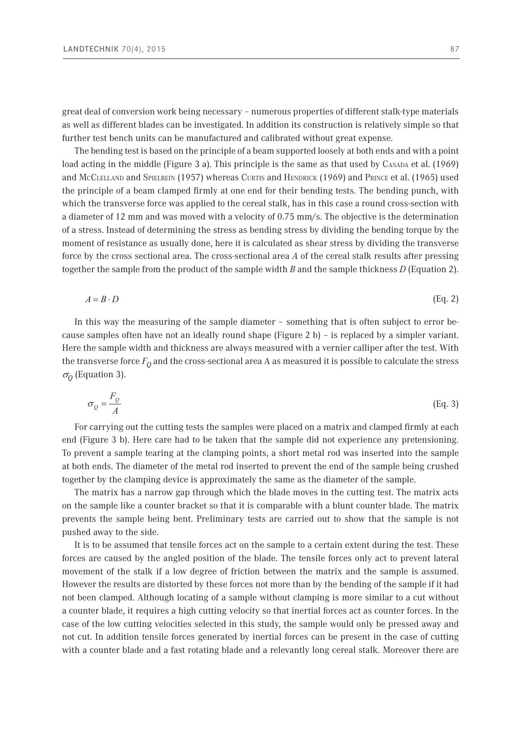great deal of conversion work being necessary – numerous properties of different stalk-type materials as well as different blades can be investigated. In addition its construction is relatively simple so that further test bench units can be manufactured and calibrated without great expense.

The bending test is based on the principle of a beam supported loosely at both ends and with a point load acting in the middle (Figure 3 a). This principle is the same as that used by Casada et al. (1969) and McClelland and Spielrein (1957) whereas Curtis and Hendrick (1969) and Prince et al. (1965) used the principle of a beam clamped firmly at one end for their bending tests. The bending punch, with which the transverse force was applied to the cereal stalk, has in this case a round cross-section with a diameter of 12 mm and was moved with a velocity of 0.75 mm/s. The objective is the determination of a stress. Instead of determining the stress as bending stress by dividing the bending torque by the moment of resistance as usually done, here it is calculated as shear stress by dividing the transverse force by the cross sectional area. The cross-sectional area $A$ of the cereal stalk results after pressing together the sample from the product of the sample width $B$ and the sample thickness $D$ (Equation 2).

$$A = B \cdot D \qquad \text{(Eq. 2)}$$

In this way the measuring of the sample diameter – something that is often subject to error because samples often have not an ideally round shape (Figure 2 b) – is replaced by a simpler variant. Here the sample width and thickness are always measured with a vernier calliper after the test. With the transverse force $F_Q$ and the cross-sectional area A as measured it is possible to calculate the stress $\sigma_Q$ (Equation 3).

$$\sigma_Q = \frac{F_Q}{A} \qquad \text{(Eq. 3)}$$

For carrying out the cutting tests the samples were placed on a matrix and clamped firmly at each end (Figure 3 b). Here care had to be taken that the sample did not experience any pretensioning. To prevent a sample tearing at the clamping points, a short metal rod was inserted into the sample at both ends. The diameter of the metal rod inserted to prevent the end of the sample being crushed together by the clamping device is approximately the same as the diameter of the sample.

The matrix has a narrow gap through which the blade moves in the cutting test. The matrix acts on the sample like a counter bracket so that it is comparable with a blunt counter blade. The matrix prevents the sample being bent. Preliminary tests are carried out to show that the sample is not pushed away to the side.

It is to be assumed that tensile forces act on the sample to a certain extent during the test. These forces are caused by the angled position of the blade. The tensile forces only act to prevent lateral movement of the stalk if a low degree of friction between the matrix and the sample is assumed. However the results are distorted by these forces not more than by the bending of the sample if it had not been clamped. Although locating of a sample without clamping is more similar to a cut without a counter blade, it requires a high cutting velocity so that inertial forces act as counter forces. In the case of the low cutting velocities selected in this study, the sample would only be pressed away and not cut. In addition tensile forces generated by inertial forces can be present in the case of cutting with a counter blade and a fast rotating blade and a relevantly long cereal stalk. Moreover there are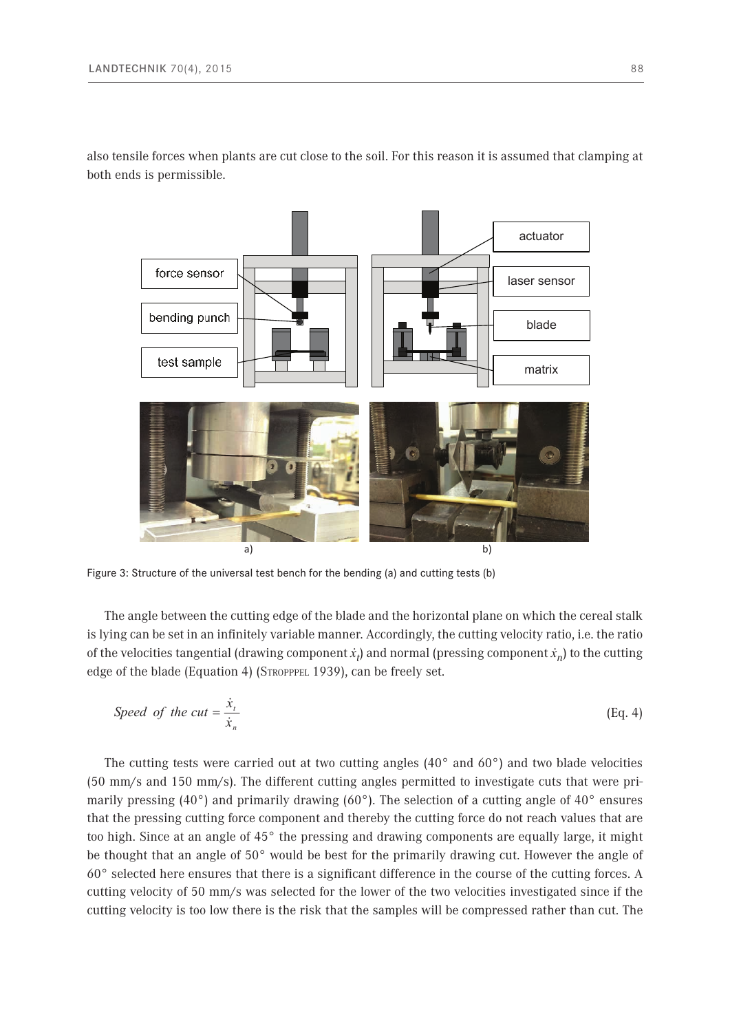also tensile forces when plants are cut close to the soil. For this reason it is assumed that clamping at both ends is permissible.

force sensor
bending punch
test sample
actuator
laser sensor
blade
matrix

a)
b)

Figure 3: Structure of the universal test bench for the bending (a) and cutting tests (b)

The angle between the cutting edge of the blade and the horizontal plane on which the cereal stalk is lying can be set in an infinitely variable manner. Accordingly, the cutting velocity ratio, i.e. the ratio of the velocities tangential (drawing component $\dot{x}_t$) and normal (pressing component $\dot{x}_n$) to the cutting edge of the blade (Equation 4) (Stropppel 1939), can be freely set.

$$Speed\ \ of\ \ the\ cut = \frac{\dot{x}_t}{\dot{x}_n} \qquad \text{(Eq. 4)}$$

The cutting tests were carried out at two cutting angles (40° and 60°) and two blade velocities (50 mm/s and 150 mm/s). The different cutting angles permitted to investigate cuts that were primarily pressing (40°) and primarily drawing (60°). The selection of a cutting angle of 40° ensures that the pressing cutting force component and thereby the cutting force do not reach values that are too high. Since at an angle of 45° the pressing and drawing components are equally large, it might be thought that an angle of 50° would be best for the primarily drawing cut. However the angle of 60° selected here ensures that there is a significant difference in the course of the cutting forces. A cutting velocity of 50 mm/s was selected for the lower of the two velocities investigated since if the cutting velocity is too low there is the risk that the samples will be compressed rather than cut. The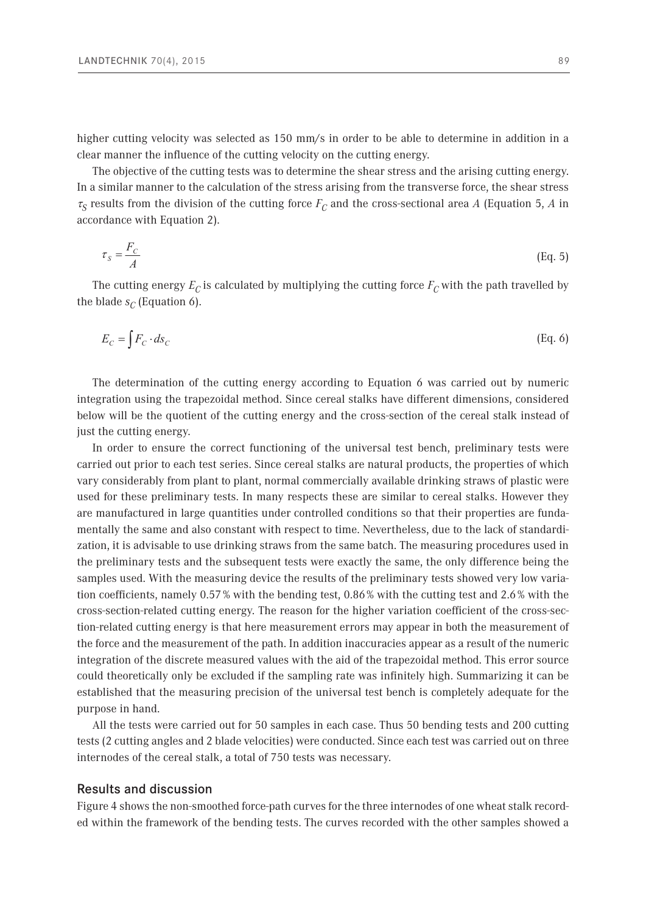higher cutting velocity was selected as 150 mm/s in order to be able to determine in addition in a clear manner the influence of the cutting velocity on the cutting energy.

The objective of the cutting tests was to determine the shear stress and the arising cutting energy. In a similar manner to the calculation of the stress arising from the transverse force, the shear stress $\tau_S$ results from the division of the cutting force $F_C$ and the cross-sectional area $A$ (Equation 5, $A$ in accordance with Equation 2).

$$\tau_S = \frac{F_C}{A} \tag{Eq. 5}$$

The cutting energy $E_C$ is calculated by multiplying the cutting force $F_C$ with the path travelled by the blade $s_C$ (Equation 6).

$$E_C = \int F_C \cdot ds_C \tag{Eq. 6}$$

The determination of the cutting energy according to Equation 6 was carried out by numeric integration using the trapezoidal method. Since cereal stalks have different dimensions, considered below will be the quotient of the cutting energy and the cross-section of the cereal stalk instead of just the cutting energy.

In order to ensure the correct functioning of the universal test bench, preliminary tests were carried out prior to each test series. Since cereal stalks are natural products, the properties of which vary considerably from plant to plant, normal commercially available drinking straws of plastic were used for these preliminary tests. In many respects these are similar to cereal stalks. However they are manufactured in large quantities under controlled conditions so that their properties are fundamentally the same and also constant with respect to time. Nevertheless, due to the lack of standardization, it is advisable to use drinking straws from the same batch. The measuring procedures used in the preliminary tests and the subsequent tests were exactly the same, the only difference being the samples used. With the measuring device the results of the preliminary tests showed very low variation coefficients, namely 0.57 % with the bending test, 0.86 % with the cutting test and 2.6 % with the cross-section-related cutting energy. The reason for the higher variation coefficient of the cross-section-related cutting energy is that here measurement errors may appear in both the measurement of the force and the measurement of the path. In addition inaccuracies appear as a result of the numeric integration of the discrete measured values with the aid of the trapezoidal method. This error source could theoretically only be excluded if the sampling rate was infinitely high. Summarizing it can be established that the measuring precision of the universal test bench is completely adequate for the purpose in hand.

All the tests were carried out for 50 samples in each case. Thus 50 bending tests and 200 cutting tests (2 cutting angles and 2 blade velocities) were conducted. Since each test was carried out on three internodes of the cereal stalk, a total of 750 tests was necessary.

## Results and discussion

Figure 4 shows the non-smoothed force-path curves for the three internodes of one wheat stalk recorded within the framework of the bending tests. The curves recorded with the other samples showed a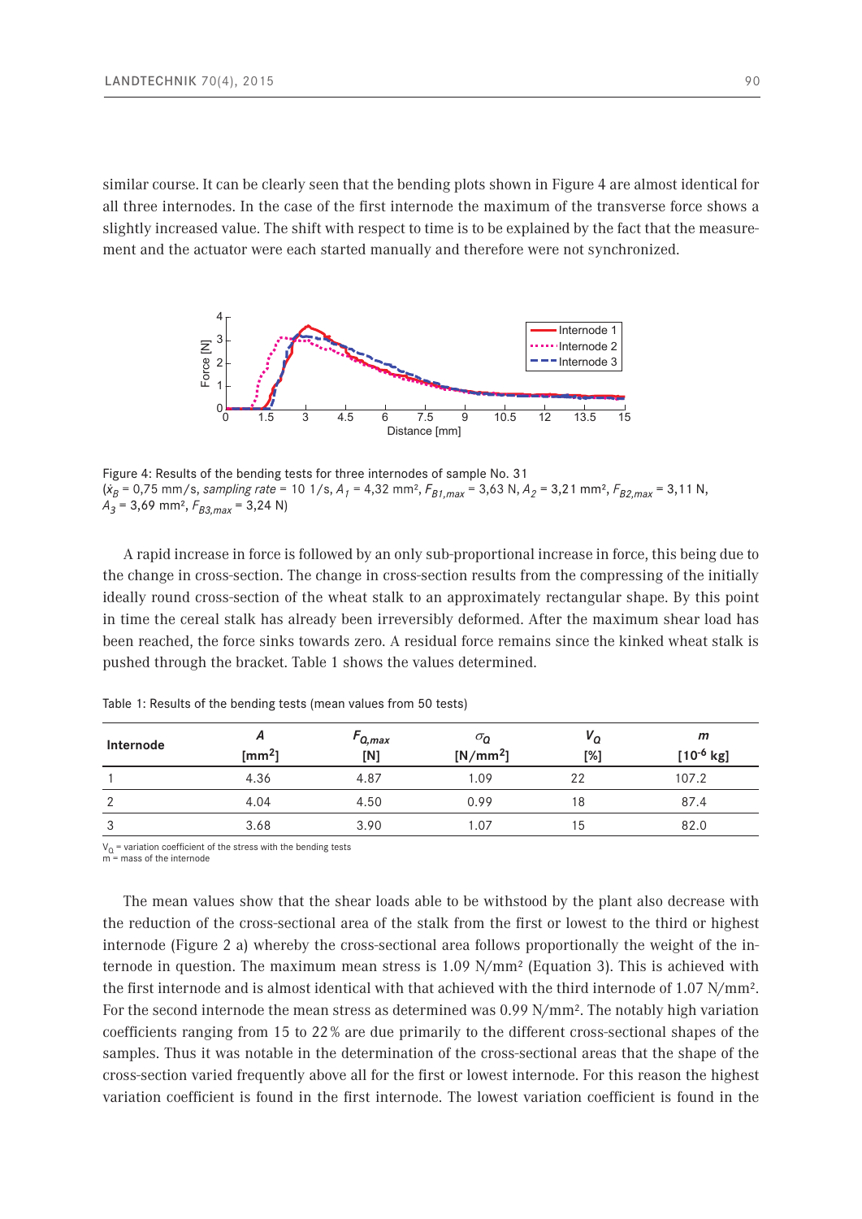similar course. It can be clearly seen that the bending plots shown in Figure 4 are almost identical for all three internodes. In the case of the first internode the maximum of the transverse force shows a slightly increased value. The shift with respect to time is to be explained by the fact that the measurement and the actuator were each started manually and therefore were not synchronized.

Force [N]
4
3
2
1
0
0 1.5 3 4.5 6 7.5 9 10.5 12 13.5 15
Distance [mm]
Internode 1
Internode 2
Internode 3

Figure 4: Results of the bending tests for three internodes of sample No. 31
($\dot{x}_B$ = 0,75 mm/s, *sampling rate* = 10 1/s, $A_1$ = 4,32 mm², $F_{B1,max}$ = 3,63 N, $A_2$ = 3,21 mm², $F_{B2,max}$ = 3,11 N, $A_3$ = 3,69 mm², $F_{B3,max}$ = 3,24 N)

A rapid increase in force is followed by an only sub-proportional increase in force, this being due to the change in cross-section. The change in cross-section results from the compressing of the initially ideally round cross-section of the wheat stalk to an approximately rectangular shape. By this point in time the cereal stalk has already been irreversibly deformed. After the maximum shear load has been reached, the force sinks towards zero. A residual force remains since the kinked wheat stalk is pushed through the bracket. Table 1 shows the values determined.

Table 1: Results of the bending tests (mean values from 50 tests)

| Internode | $A$ [mm$^2$] | $F_{Q,max}$ [N] | $\sigma_Q$ [N/mm$^2$] | $V_Q$ [%] | $m$ [$10^{-6}$ kg] |
|---|---|---|---|---|---|
| 1 | 4.36 | 4.87 | 1.09 | 22 | 107.2 |
| 2 | 4.04 | 4.50 | 0.99 | 18 | 87.4 |
| 3 | 3.68 | 3.90 | 1.07 | 15 | 82.0 |

$V_Q$ = variation coefficient of the stress with the bending tests
m = mass of the internode

The mean values show that the shear loads able to be withstood by the plant also decrease with the reduction of the cross-sectional area of the stalk from the first or lowest to the third or highest internode (Figure 2 a) whereby the cross-sectional area follows proportionally the weight of the internode in question. The maximum mean stress is 1.09 N/mm² (Equation 3). This is achieved with the first internode and is almost identical with that achieved with the third internode of 1.07 N/mm². For the second internode the mean stress as determined was 0.99 N/mm². The notably high variation coefficients ranging from 15 to 22 % are due primarily to the different cross-sectional shapes of the samples. Thus it was notable in the determination of the cross-sectional areas that the shape of the cross-section varied frequently above all for the first or lowest internode. For this reason the highest variation coefficient is found in the first internode. The lowest variation coefficient is found in the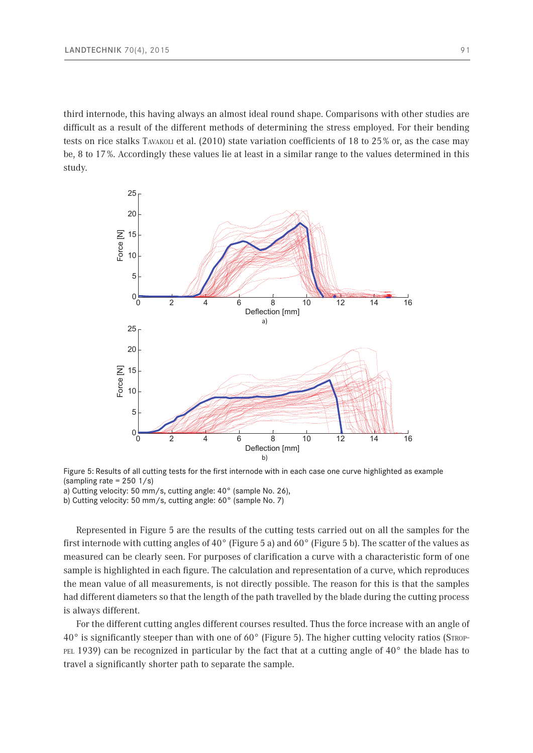third internode, this having always an almost ideal round shape. Comparisons with other studies are difficult as a result of the different methods of determining the stress employed. For their bending tests on rice stalks Tavakoli et al. (2010) state variation coefficients of 18 to 25 % or, as the case may be, 8 to 17 %. Accordingly these values lie at least in a similar range to the values determined in this study.

25
20
15
10
5
0
Force [N]
0 2 4 6 8 10 12 14 16
Deflection [mm]
a)

25
20
15
10
5
0
Force [N]
0 2 4 6 8 10 12 14 16
Deflection [mm]
b)

Figure 5: Results of all cutting tests for the first internode with in each case one curve highlighted as example (sampling rate = 250 1/s)
a) Cutting velocity: 50 mm/s, cutting angle: 40° (sample No. 26),
b) Cutting velocity: 50 mm/s, cutting angle: 60° (sample No. 7)

Represented in Figure 5 are the results of the cutting tests carried out on all the samples for the first internode with cutting angles of 40° (Figure 5 a) and 60° (Figure 5 b). The scatter of the values as measured can be clearly seen. For purposes of clarification a curve with a characteristic form of one sample is highlighted in each figure. The calculation and representation of a curve, which reproduces the mean value of all measurements, is not directly possible. The reason for this is that the samples had different diameters so that the length of the path travelled by the blade during the cutting process is always different.

For the different cutting angles different courses resulted. Thus the force increase with an angle of 40° is significantly steeper than with one of 60° (Figure 5). The higher cutting velocity ratios (Stroppel 1939) can be recognized in particular by the fact that at a cutting angle of 40° the blade has to travel a significantly shorter path to separate the sample.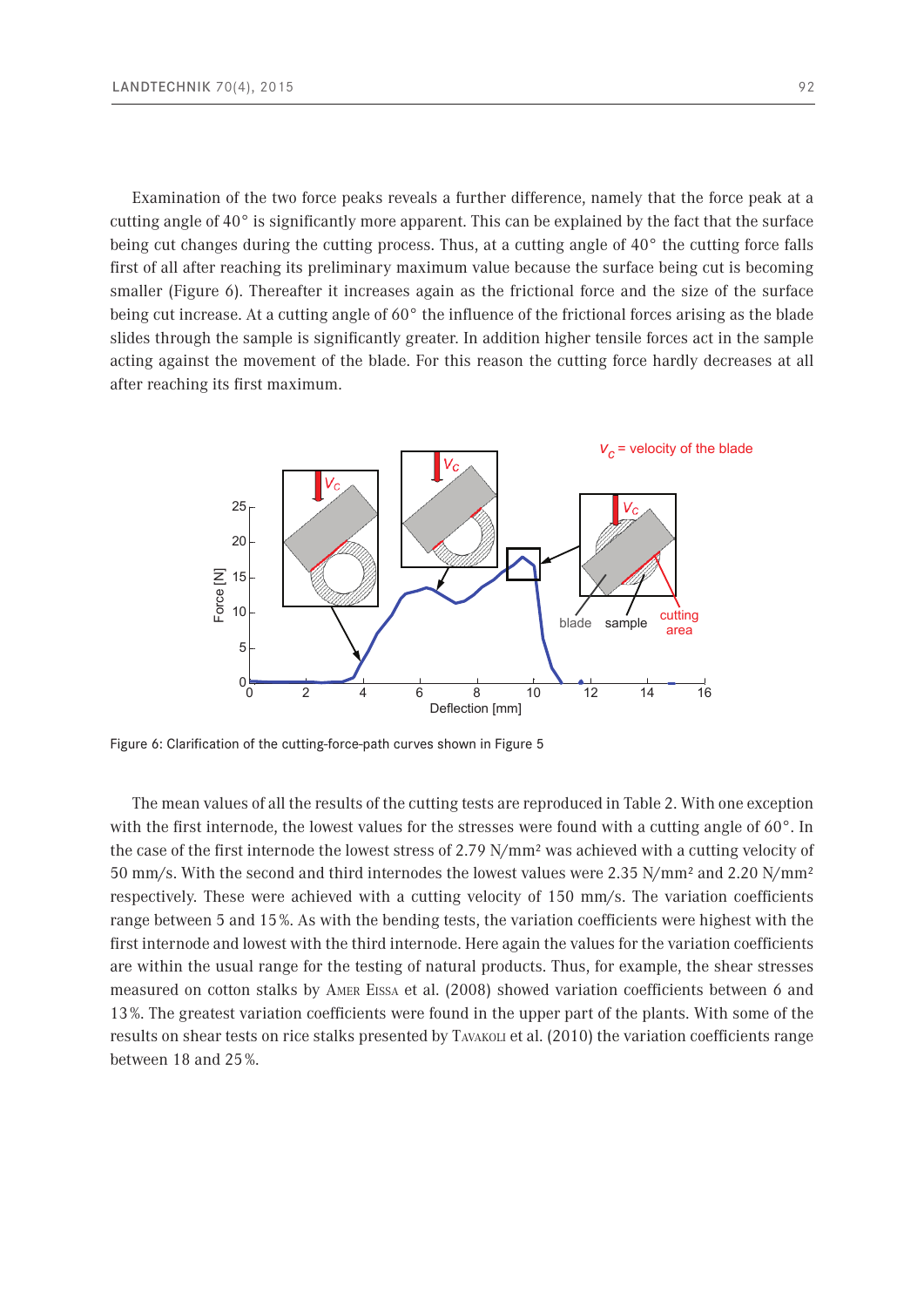Examination of the two force peaks reveals a further difference, namely that the force peak at a cutting angle of 40° is significantly more apparent. This can be explained by the fact that the surface being cut changes during the cutting process. Thus, at a cutting angle of 40° the cutting force falls first of all after reaching its preliminary maximum value because the surface being cut is becoming smaller (Figure 6). Thereafter it increases again as the frictional force and the size of the surface being cut increase. At a cutting angle of 60° the influence of the frictional forces arising as the blade slides through the sample is significantly greater. In addition higher tensile forces act in the sample acting against the movement of the blade. For this reason the cutting force hardly decreases at all after reaching its first maximum.

$v_c$ = velocity of the blade

Force [N]

0
5
10
15
20
25

Deflection [mm]

0
2
4
6
8
10
12
14
16

blade

sample

cutting area

Figure 6: Clarification of the cutting-force-path curves shown in Figure 5

The mean values of all the results of the cutting tests are reproduced in Table 2. With one exception with the first internode, the lowest values for the stresses were found with a cutting angle of 60°. In the case of the first internode the lowest stress of 2.79 N/mm² was achieved with a cutting velocity of 50 mm/s. With the second and third internodes the lowest values were 2.35 N/mm² and 2.20 N/mm² respectively. These were achieved with a cutting velocity of 150 mm/s. The variation coefficients range between 5 and 15%. As with the bending tests, the variation coefficients were highest with the first internode and lowest with the third internode. Here again the values for the variation coefficients are within the usual range for the testing of natural products. Thus, for example, the shear stresses measured on cotton stalks by Amer Eissa et al. (2008) showed variation coefficients between 6 and 13%. The greatest variation coefficients were found in the upper part of the plants. With some of the results on shear tests on rice stalks presented by Tavakoli et al. (2010) the variation coefficients range between 18 and 25%.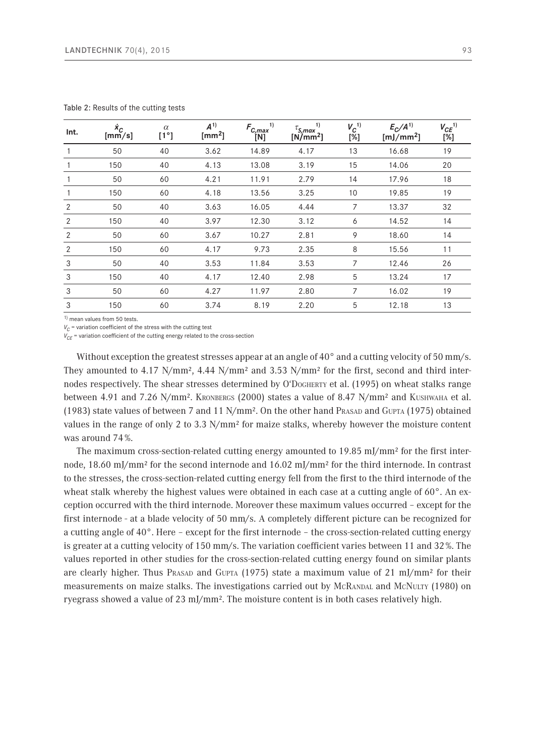Table 2: Results of the cutting tests

| Int. | $\dot{x}_C$ [mm/s] | $\alpha$ [1°] | $A$[1)] [mm²] | $F_{C,max}$[1)] [N] | $\tau_{S,max}$[1)] [N/mm²] | $V_C$[1)] [%] | $E_C/A$[1)] [mJ/mm²] | $V_{CE}$[1)] [%] |
|---|---|---|---|---|---|---|---|---|
| 1 | 50 | 40 | 3.62 | 14.89 | 4.17 | 13 | 16.68 | 19 |
| 1 | 150 | 40 | 4.13 | 13.08 | 3.19 | 15 | 14.06 | 20 |
| 1 | 50 | 60 | 4.21 | 11.91 | 2.79 | 14 | 17.96 | 18 |
| 1 | 150 | 60 | 4.18 | 13.56 | 3.25 | 10 | 19.85 | 19 |
| 2 | 50 | 40 | 3.63 | 16.05 | 4.44 | 7 | 13.37 | 32 |
| 2 | 150 | 40 | 3.97 | 12.30 | 3.12 | 6 | 14.52 | 14 |
| 2 | 50 | 60 | 3.67 | 10.27 | 2.81 | 9 | 18.60 | 14 |
| 2 | 150 | 60 | 4.17 | 9.73 | 2.35 | 8 | 15.56 | 11 |
| 3 | 50 | 40 | 3.53 | 11.84 | 3.53 | 7 | 12.46 | 26 |
| 3 | 150 | 40 | 4.17 | 12.40 | 2.98 | 5 | 13.24 | 17 |
| 3 | 50 | 60 | 4.27 | 11.97 | 2.80 | 7 | 16.02 | 19 |
| 3 | 150 | 60 | 3.74 | 8.19 | 2.20 | 5 | 12.18 | 13 |

[1)] mean values from 50 tests.
$V_C$ = variation coefficient of the stress with the cutting test
$V_{CE}$ = variation coefficient of the cutting energy related to the cross-section

Without exception the greatest stresses appear at an angle of 40° and a cutting velocity of 50 mm/s. They amounted to 4.17 N/mm², 4.44 N/mm² and 3.53 N/mm² for the first, second and third internodes respectively. The shear stresses determined by O'Dogherty et al. (1995) on wheat stalks range between 4.91 and 7.26 N/mm². Kronbergs (2000) states a value of 8.47 N/mm² and Kushwaha et al. (1983) state values of between 7 and 11 N/mm². On the other hand Prasad and Gupta (1975) obtained values in the range of only 2 to 3.3 N/mm² for maize stalks, whereby however the moisture content was around 74 %.

The maximum cross-section-related cutting energy amounted to 19.85 mJ/mm² for the first internode, 18.60 mJ/mm² for the second internode and 16.02 mJ/mm² for the third internode. In contrast to the stresses, the cross-section-related cutting energy fell from the first to the third internode of the wheat stalk whereby the highest values were obtained in each case at a cutting angle of 60°. An exception occurred with the third internode. Moreover these maximum values occurred – except for the first internode - at a blade velocity of 50 mm/s. A completely different picture can be recognized for a cutting angle of 40°. Here – except for the first internode – the cross-section-related cutting energy is greater at a cutting velocity of 150 mm/s. The variation coefficient varies between 11 and 32 %. The values reported in other studies for the cross-section-related cutting energy found on similar plants are clearly higher. Thus Prasad and Gupta (1975) state a maximum value of 21 mJ/mm² for their measurements on maize stalks. The investigations carried out by McRandal and McNulty (1980) on ryegrass showed a value of 23 mJ/mm². The moisture content is in both cases relatively high.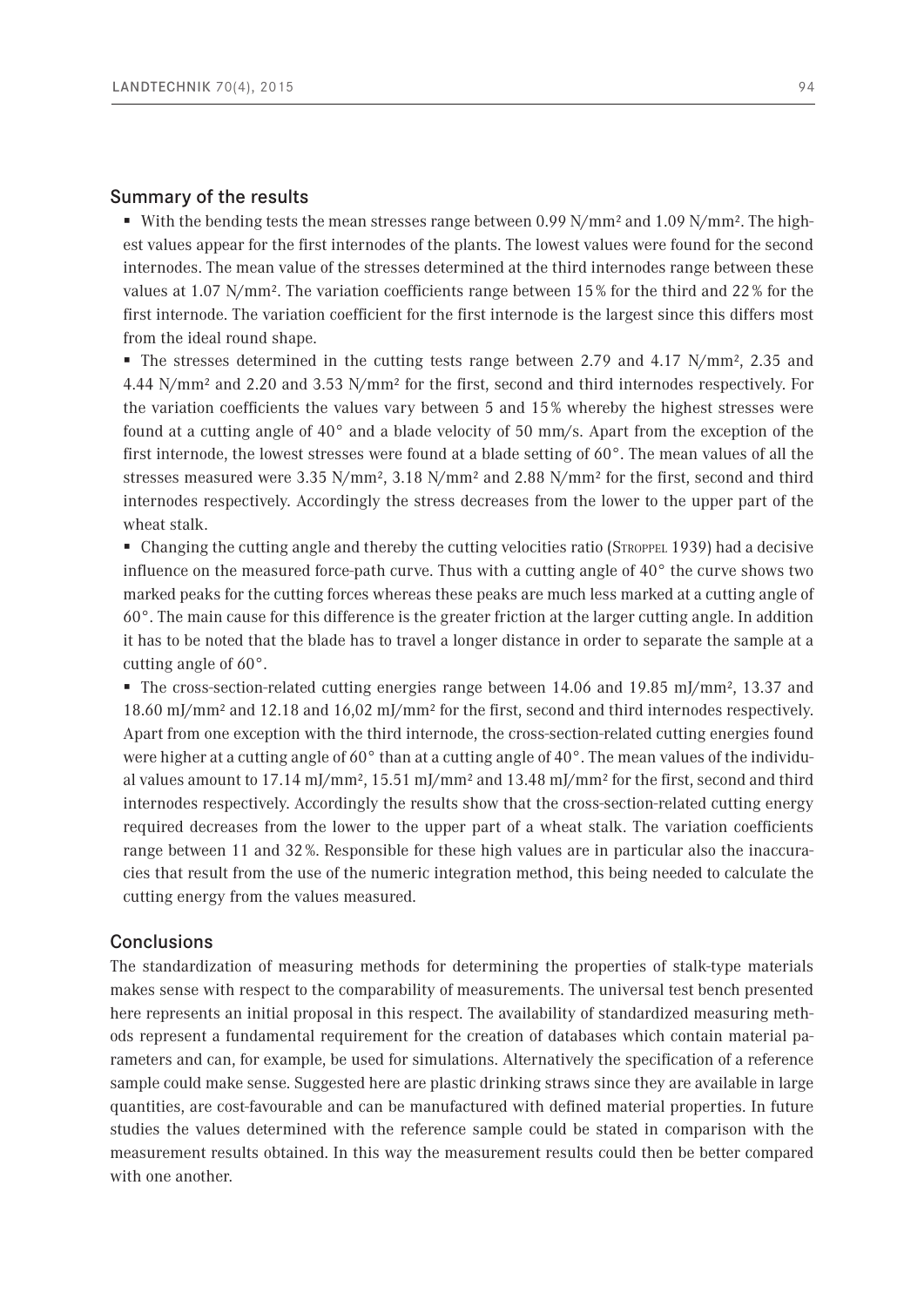## Summary of the results

- With the bending tests the mean stresses range between 0.99 N/mm² and 1.09 N/mm². The highest values appear for the first internodes of the plants. The lowest values were found for the second internodes. The mean value of the stresses determined at the third internodes range between these values at 1.07 N/mm². The variation coefficients range between 15 % for the third and 22 % for the first internode. The variation coefficient for the first internode is the largest since this differs most from the ideal round shape.
- The stresses determined in the cutting tests range between 2.79 and 4.17 N/mm², 2.35 and 4.44 N/mm² and 2.20 and 3.53 N/mm² for the first, second and third internodes respectively. For the variation coefficients the values vary between 5 and 15 % whereby the highest stresses were found at a cutting angle of 40° and a blade velocity of 50 mm/s. Apart from the exception of the first internode, the lowest stresses were found at a blade setting of 60°. The mean values of all the stresses measured were 3.35 N/mm², 3.18 N/mm² and 2.88 N/mm² for the first, second and third internodes respectively. Accordingly the stress decreases from the lower to the upper part of the wheat stalk.
- Changing the cutting angle and thereby the cutting velocities ratio (Stroppel 1939) had a decisive influence on the measured force-path curve. Thus with a cutting angle of 40° the curve shows two marked peaks for the cutting forces whereas these peaks are much less marked at a cutting angle of 60°. The main cause for this difference is the greater friction at the larger cutting angle. In addition it has to be noted that the blade has to travel a longer distance in order to separate the sample at a cutting angle of 60°.
- The cross-section-related cutting energies range between 14.06 and 19.85 mJ/mm², 13.37 and 18.60 mJ/mm² and 12.18 and 16,02 mJ/mm² for the first, second and third internodes respectively. Apart from one exception with the third internode, the cross-section-related cutting energies found were higher at a cutting angle of 60° than at a cutting angle of 40°. The mean values of the individual values amount to 17.14 mJ/mm², 15.51 mJ/mm² and 13.48 mJ/mm² for the first, second and third internodes respectively. Accordingly the results show that the cross-section-related cutting energy required decreases from the lower to the upper part of a wheat stalk. The variation coefficients range between 11 and 32 %. Responsible for these high values are in particular also the inaccuracies that result from the use of the numeric integration method, this being needed to calculate the cutting energy from the values measured.

## Conclusions

The standardization of measuring methods for determining the properties of stalk-type materials makes sense with respect to the comparability of measurements. The universal test bench presented here represents an initial proposal in this respect. The availability of standardized measuring methods represent a fundamental requirement for the creation of databases which contain material parameters and can, for example, be used for simulations. Alternatively the specification of a reference sample could make sense. Suggested here are plastic drinking straws since they are available in large quantities, are cost-favourable and can be manufactured with defined material properties. In future studies the values determined with the reference sample could be stated in comparison with the measurement results obtained. In this way the measurement results could then be better compared with one another.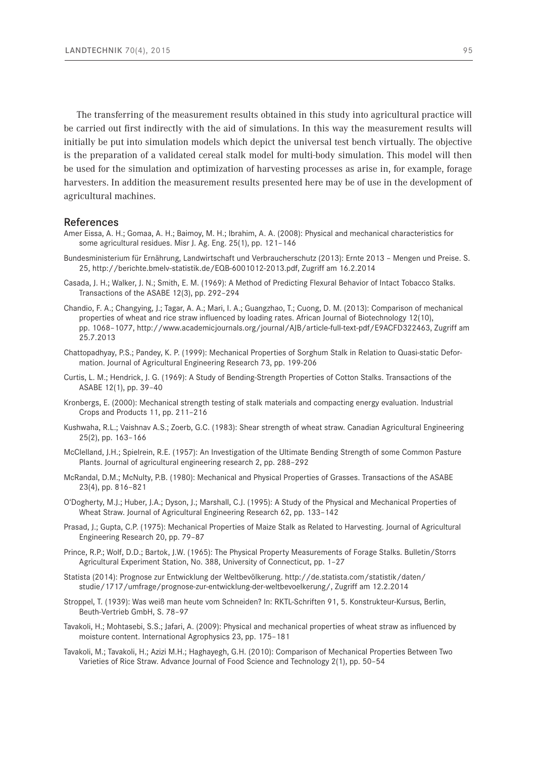The transferring of the measurement results obtained in this study into agricultural practice will be carried out first indirectly with the aid of simulations. In this way the measurement results will initially be put into simulation models which depict the universal test bench virtually. The objective is the preparation of a validated cereal stalk model for multi-body simulation. This model will then be used for the simulation and optimization of harvesting processes as arise in, for example, forage harvesters. In addition the measurement results presented here may be of use in the development of agricultural machines.

## References

Amer Eissa, A. H.; Gomaa, A. H.; Baimoy, M. H.; Ibrahim, A. A. (2008): Physical and mechanical characteristics for some agricultural residues. Misr J. Ag. Eng. 25(1), pp. 121–146

Bundesministerium für Ernährung, Landwirtschaft und Verbraucherschutz (2013): Ernte 2013 – Mengen und Preise. S. 25, http://berichte.bmelv-statistik.de/EQB-6001012-2013.pdf, Zugriff am 16.2.2014

Casada, J. H.; Walker, J. N.; Smith, E. M. (1969): A Method of Predicting Flexural Behavior of Intact Tobacco Stalks. Transactions of the ASABE 12(3), pp. 292–294

Chandio, F. A.; Changying, J.; Tagar, A. A.; Mari, I. A.; Guangzhao, T.; Cuong, D. M. (2013): Comparison of mechanical properties of wheat and rice straw influenced by loading rates. African Journal of Biotechnology 12(10), pp. 1068–1077, http://www.academicjournals.org/journal/AJB/article-full-text-pdf/E9ACFD322463, Zugriff am 25.7.2013

Chattopadhyay, P.S.; Pandey, K. P. (1999): Mechanical Properties of Sorghum Stalk in Relation to Quasi-static Deformation. Journal of Agricultural Engineering Research 73, pp. 199-206

Curtis, L. M.; Hendrick, J. G. (1969): A Study of Bending-Strength Properties of Cotton Stalks. Transactions of the ASABE 12(1), pp. 39–40

Kronbergs, E. (2000): Mechanical strength testing of stalk materials and compacting energy evaluation. Industrial Crops and Products 11, pp. 211–216

Kushwaha, R.L.; Vaishnav A.S.; Zoerb, G.C. (1983): Shear strength of wheat straw. Canadian Agricultural Engineering 25(2), pp. 163–166

McClelland, J.H.; Spielrein, R.E. (1957): An Investigation of the Ultimate Bending Strength of some Common Pasture Plants. Journal of agricultural engineering research 2, pp. 288–292

McRandal, D.M.; McNulty, P.B. (1980): Mechanical and Physical Properties of Grasses. Transactions of the ASABE 23(4), pp. 816–821

O'Dogherty, M.J.; Huber, J.A.; Dyson, J.; Marshall, C.J. (1995): A Study of the Physical and Mechanical Properties of Wheat Straw. Journal of Agricultural Engineering Research 62, pp. 133–142

Prasad, J.; Gupta, C.P. (1975): Mechanical Properties of Maize Stalk as Related to Harvesting. Journal of Agricultural Engineering Research 20, pp. 79–87

Prince, R.P.; Wolf, D.D.; Bartok, J.W. (1965): The Physical Property Measurements of Forage Stalks. Bulletin/Storrs Agricultural Experiment Station, No. 388, University of Connecticut, pp. 1–27

Statista (2014): Prognose zur Entwicklung der Weltbevölkerung. http://de.statista.com/statistik/daten/studie/1717/umfrage/prognose-zur-entwicklung-der-weltbevoelkerung/, Zugriff am 12.2.2014

Stroppel, T. (1939): Was weiß man heute vom Schneiden? In: RKTL-Schriften 91, 5. Konstrukteur-Kursus, Berlin, Beuth-Vertrieb GmbH, S. 78–97

Tavakoli, H.; Mohtasebi, S.S.; Jafari, A. (2009): Physical and mechanical properties of wheat straw as influenced by moisture content. International Agrophysics 23, pp. 175–181

Tavakoli, M.; Tavakoli, H.; Azizi M.H.; Haghayegh, G.H. (2010): Comparison of Mechanical Properties Between Two Varieties of Rice Straw. Advance Journal of Food Science and Technology 2(1), pp. 50–54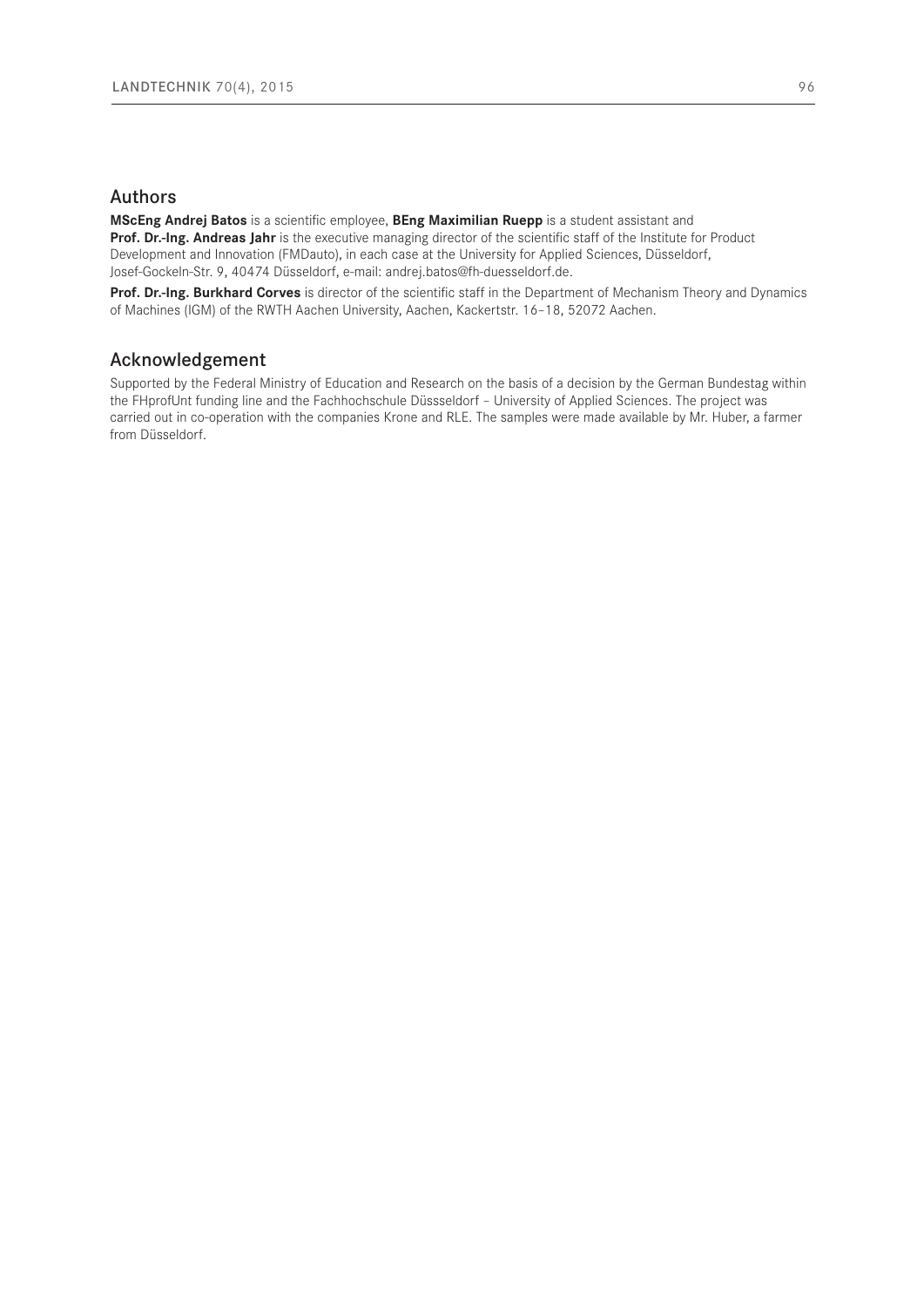## Authors

**MScEng Andrej Batos** is a scientific employee, **BEng Maximilian Ruepp** is a student assistant and **Prof. Dr.-Ing. Andreas Jahr** is the executive managing director of the scientific staff of the Institute for Product Development and Innovation (FMDauto), in each case at the University for Applied Sciences, Düsseldorf, Josef-Gockeln-Str. 9, 40474 Düsseldorf, e-mail: andrej.batos@fh-duesseldorf.de.

**Prof. Dr.-Ing. Burkhard Corves** is director of the scientific staff in the Department of Mechanism Theory and Dynamics of Machines (IGM) of the RWTH Aachen University, Aachen, Kackertstr. 16–18, 52072 Aachen.

## Acknowledgement

Supported by the Federal Ministry of Education and Research on the basis of a decision by the German Bundestag within the FHprofUnt funding line and the Fachhochschule Düssseldorf – University of Applied Sciences. The project was carried out in co-operation with the companies Krone and RLE. The samples were made available by Mr. Huber, a farmer from Düsseldorf.